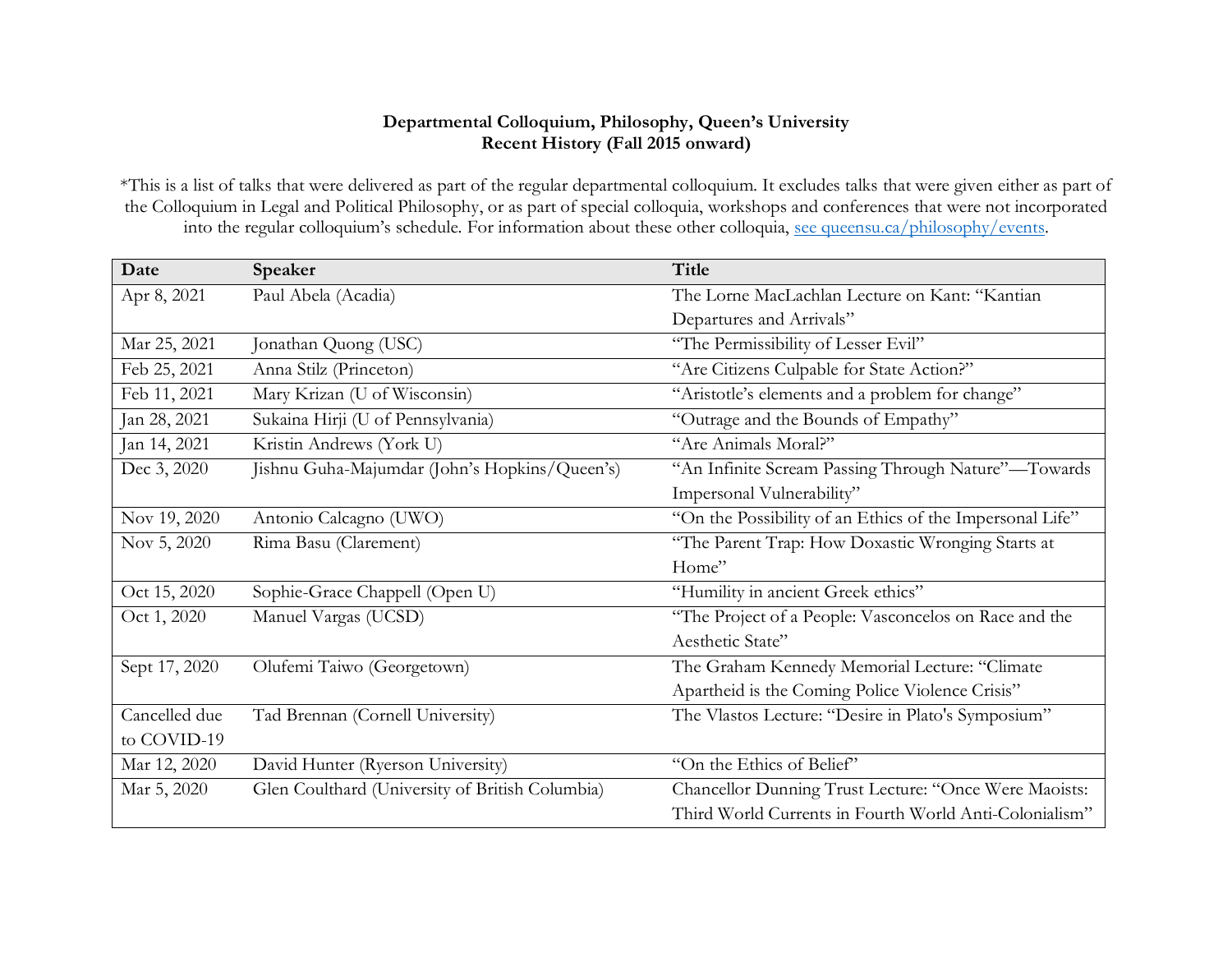**Departmental Colloquium, Philosophy, Queen's University**
**Recent History (Fall 2015 onward)**

*This is a list of talks that were delivered as part of the regular departmental colloquium. It excludes talks that were given either as part of the Colloquium in Legal and Political Philosophy, or as part of special colloquia, workshops and conferences that were not incorporated into the regular colloquium's schedule. For information about these other colloquia, [see queensu.ca/philosophy/events](queensu.ca/philosophy/events).

| Date | Speaker | Title |
|---|---|---|
| Apr 8, 2021 | Paul Abela (Acadia) | The Lorne MacLachlan Lecture on Kant: "Kantian Departures and Arrivals" |
| Mar 25, 2021 | Jonathan Quong (USC) | "The Permissibility of Lesser Evil" |
| Feb 25, 2021 | Anna Stilz (Princeton) | "Are Citizens Culpable for State Action?" |
| Feb 11, 2021 | Mary Krizan (U of Wisconsin) | "Aristotle's elements and a problem for change" |
| Jan 28, 2021 | Sukaina Hirji (U of Pennsylvania) | "Outrage and the Bounds of Empathy" |
| Jan 14, 2021 | Kristin Andrews (York U) | "Are Animals Moral?" |
| Dec 3, 2020 | Jishnu Guha-Majumdar (John's Hopkins/Queen's) | "An Infinite Scream Passing Through Nature"—Towards Impersonal Vulnerability" |
| Nov 19, 2020 | Antonio Calcagno (UWO) | "On the Possibility of an Ethics of the Impersonal Life" |
| Nov 5, 2020 | Rima Basu (Clarement) | "The Parent Trap: How Doxastic Wronging Starts at Home" |
| Oct 15, 2020 | Sophie-Grace Chappell (Open U) | "Humility in ancient Greek ethics" |
| Oct 1, 2020 | Manuel Vargas (UCSD) | "The Project of a People: Vasconcelos on Race and the Aesthetic State" |
| Sept 17, 2020 | Olufemi Taiwo (Georgetown) | The Graham Kennedy Memorial Lecture: "Climate Apartheid is the Coming Police Violence Crisis" |
| Cancelled due to COVID-19 | Tad Brennan (Cornell University) | The Vlastos Lecture: "Desire in Plato's Symposium" |
| Mar 12, 2020 | David Hunter (Ryerson University) | "On the Ethics of Belief" |
| Mar 5, 2020 | Glen Coulthard (University of British Columbia) | Chancellor Dunning Trust Lecture: "Once Were Maoists: Third World Currents in Fourth World Anti-Colonialism" |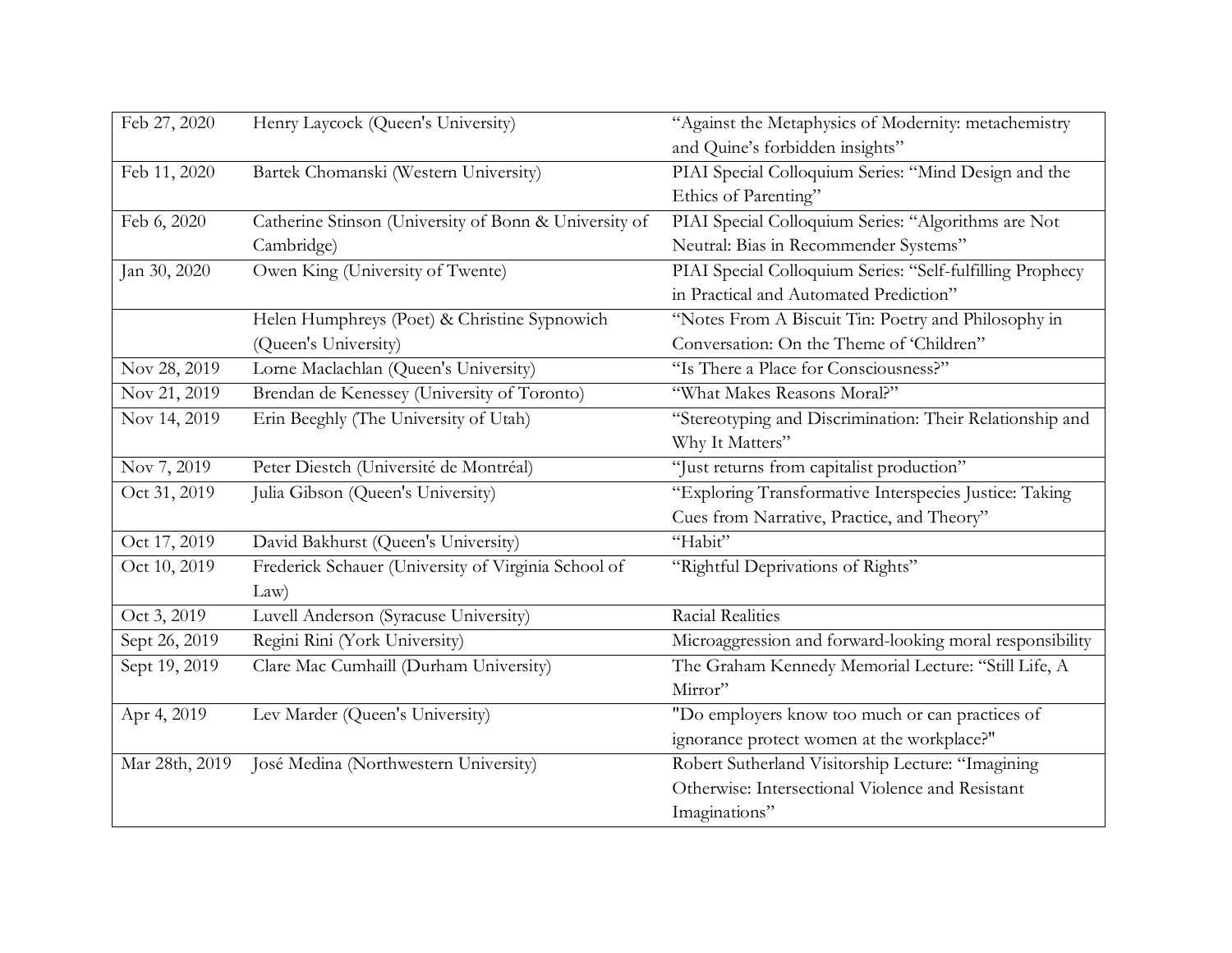| Feb 27, 2020 | Henry Laycock (Queen's University) | "Against the Metaphysics of Modernity: metachemistry and Quine's forbidden insights" |
|---|---|---|
| Feb 11, 2020 | Bartek Chomanski (Western University) | PIAI Special Colloquium Series: "Mind Design and the Ethics of Parenting" |
| Feb 6, 2020 | Catherine Stinson (University of Bonn & University of Cambridge) | PIAI Special Colloquium Series: "Algorithms are Not Neutral: Bias in Recommender Systems" |
| Jan 30, 2020 | Owen King (University of Twente) | PIAI Special Colloquium Series: "Self-fulfilling Prophecy in Practical and Automated Prediction" |
| | Helen Humphreys (Poet) & Christine Sypnowich (Queen's University) | "Notes From A Biscuit Tin: Poetry and Philosophy in Conversation: On the Theme of 'Children" |
| Nov 28, 2019 | Lorne Maclachlan (Queen's University) | "Is There a Place for Consciousness?" |
| Nov 21, 2019 | Brendan de Kenessey (University of Toronto) | "What Makes Reasons Moral?" |
| Nov 14, 2019 | Erin Beeghly (The University of Utah) | "Stereotyping and Discrimination: Their Relationship and Why It Matters" |
| Nov 7, 2019 | Peter Diestch (Université de Montréal) | "Just returns from capitalist production" |
| Oct 31, 2019 | Julia Gibson (Queen's University) | "Exploring Transformative Interspecies Justice: Taking Cues from Narrative, Practice, and Theory" |
| Oct 17, 2019 | David Bakhurst (Queen's University) | "Habit" |
| Oct 10, 2019 | Frederick Schauer (University of Virginia School of Law) | "Rightful Deprivations of Rights" |
| Oct 3, 2019 | Luvell Anderson (Syracuse University) | Racial Realities |
| Sept 26, 2019 | Regini Rini (York University) | Microaggression and forward-looking moral responsibility |
| Sept 19, 2019 | Clare Mac Cumhaill (Durham University) | The Graham Kennedy Memorial Lecture: "Still Life, A Mirror" |
| Apr 4, 2019 | Lev Marder (Queen's University) | "Do employers know too much or can practices of ignorance protect women at the workplace?" |
| Mar 28th, 2019 | José Medina (Northwestern University) | Robert Sutherland Visitorship Lecture: "Imagining Otherwise: Intersectional Violence and Resistant Imaginations" |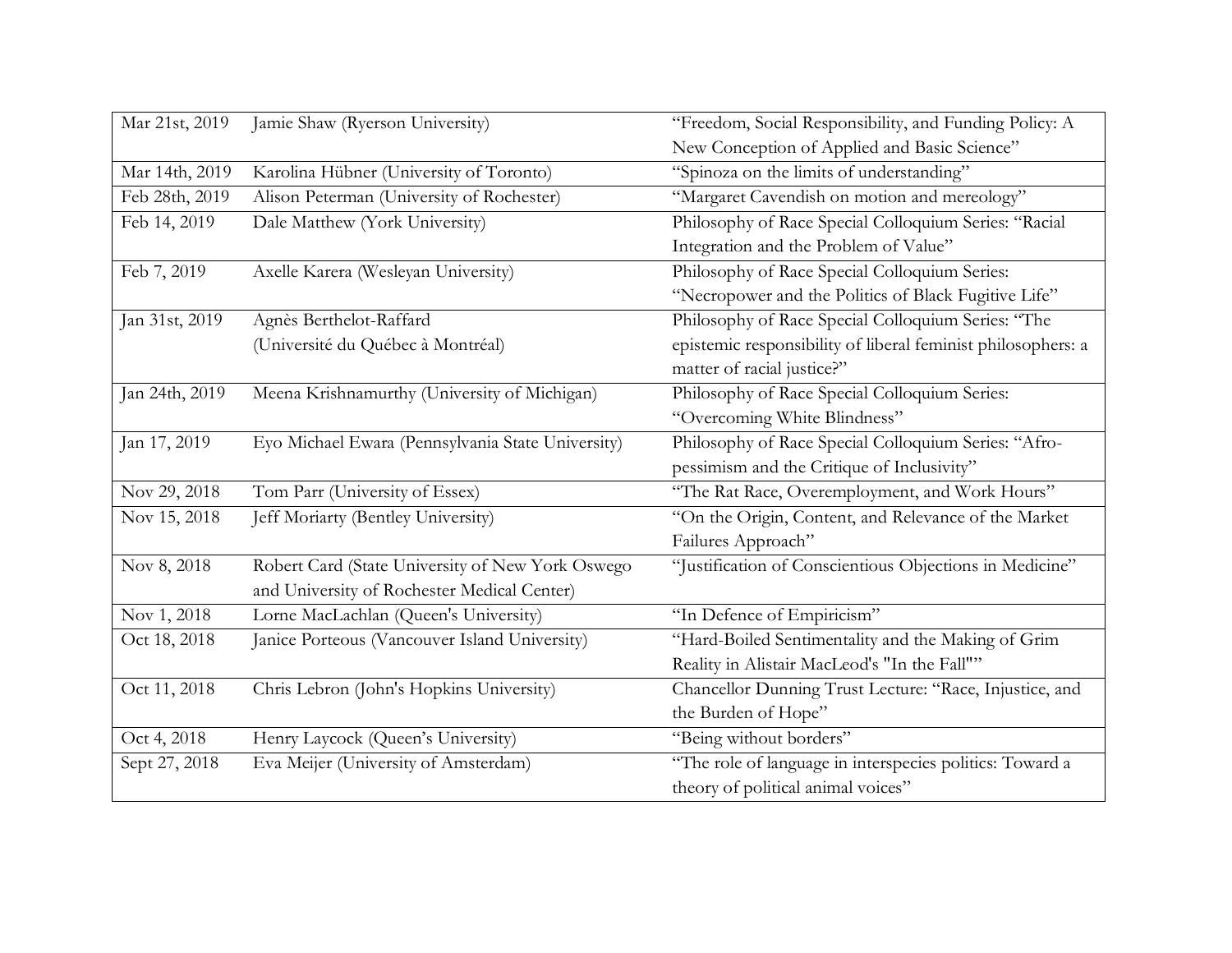| Mar 21st, 2019 | Jamie Shaw (Ryerson University) | "Freedom, Social Responsibility, and Funding Policy: A New Conception of Applied and Basic Science" |
|---|---|---|
| Mar 14th, 2019 | Karolina Hübner (University of Toronto) | "Spinoza on the limits of understanding" |
| Feb 28th, 2019 | Alison Peterman (University of Rochester) | "Margaret Cavendish on motion and mereology" |
| Feb 14, 2019 | Dale Matthew (York University) | Philosophy of Race Special Colloquium Series: "Racial Integration and the Problem of Value" |
| Feb 7, 2019 | Axelle Karera (Wesleyan University) | Philosophy of Race Special Colloquium Series: "Necropower and the Politics of Black Fugitive Life" |
| Jan 31st, 2019 | Agnès Berthelot-Raffard (Université du Québec à Montréal) | Philosophy of Race Special Colloquium Series: "The epistemic responsibility of liberal feminist philosophers: a matter of racial justice?" |
| Jan 24th, 2019 | Meena Krishnamurthy (University of Michigan) | Philosophy of Race Special Colloquium Series: "Overcoming White Blindness" |
| Jan 17, 2019 | Eyo Michael Ewara (Pennsylvania State University) | Philosophy of Race Special Colloquium Series: "Afro-pessimism and the Critique of Inclusivity" |
| Nov 29, 2018 | Tom Parr (University of Essex) | "The Rat Race, Overemployment, and Work Hours" |
| Nov 15, 2018 | Jeff Moriarty (Bentley University) | "On the Origin, Content, and Relevance of the Market Failures Approach" |
| Nov 8, 2018 | Robert Card (State University of New York Oswego and University of Rochester Medical Center) | "Justification of Conscientious Objections in Medicine" |
| Nov 1, 2018 | Lorne MacLachlan (Queen's University) | "In Defence of Empiricism" |
| Oct 18, 2018 | Janice Porteous (Vancouver Island University) | "Hard-Boiled Sentimentality and the Making of Grim Reality in Alistair MacLeod's "In the Fall"" |
| Oct 11, 2018 | Chris Lebron (John's Hopkins University) | Chancellor Dunning Trust Lecture: "Race, Injustice, and the Burden of Hope" |
| Oct 4, 2018 | Henry Laycock (Queen's University) | "Being without borders" |
| Sept 27, 2018 | Eva Meijer (University of Amsterdam) | "The role of language in interspecies politics: Toward a theory of political animal voices" |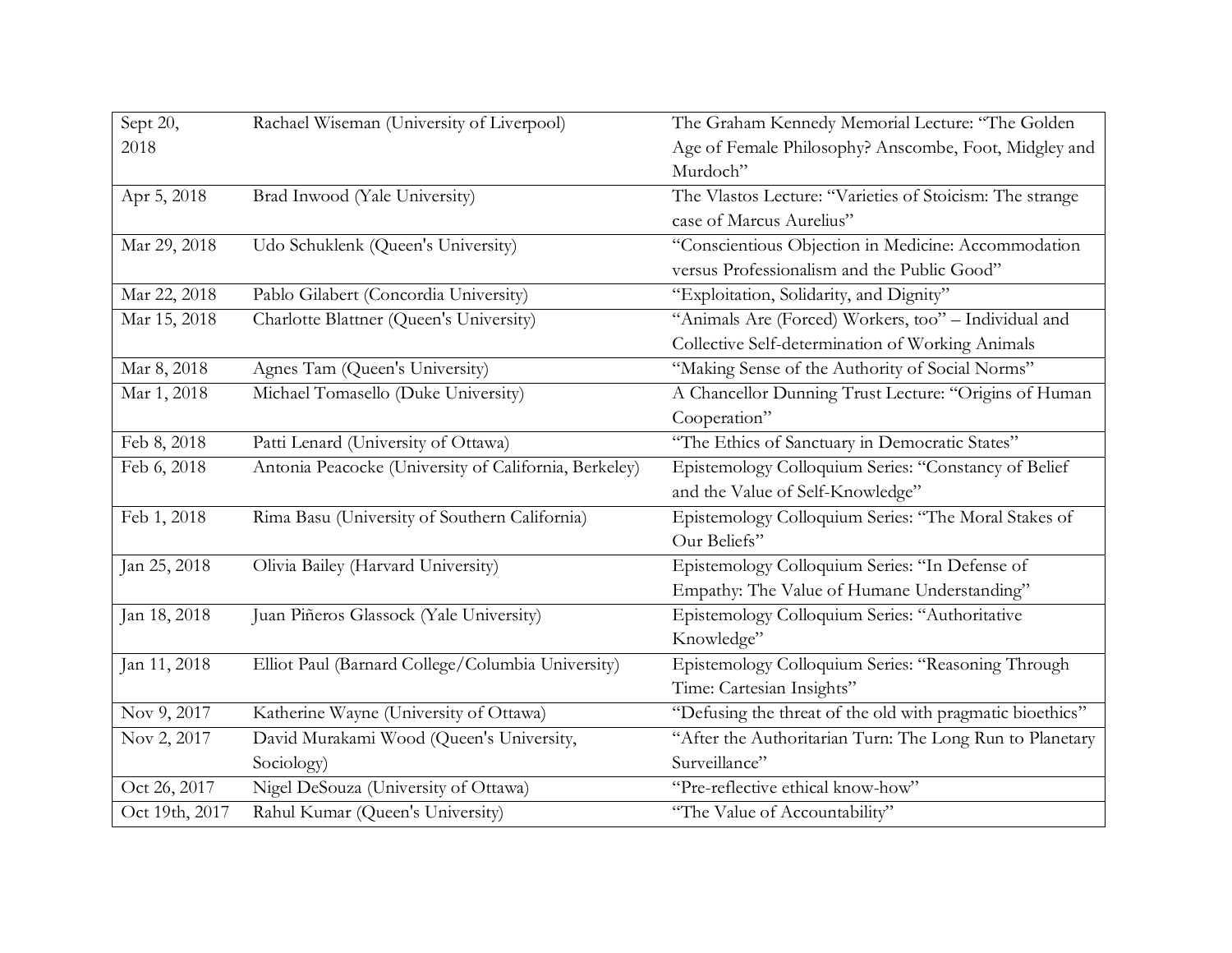| Sept 20, 2018 | Rachael Wiseman (University of Liverpool) | The Graham Kennedy Memorial Lecture: "The Golden Age of Female Philosophy? Anscombe, Foot, Midgley and Murdoch" |
|---|---|---|
| Apr 5, 2018 | Brad Inwood (Yale University) | The Vlastos Lecture: "Varieties of Stoicism: The strange case of Marcus Aurelius" |
| Mar 29, 2018 | Udo Schuklenk (Queen's University) | "Conscientious Objection in Medicine: Accommodation versus Professionalism and the Public Good" |
| Mar 22, 2018 | Pablo Gilabert (Concordia University) | "Exploitation, Solidarity, and Dignity" |
| Mar 15, 2018 | Charlotte Blattner (Queen's University) | "Animals Are (Forced) Workers, too" – Individual and Collective Self-determination of Working Animals |
| Mar 8, 2018 | Agnes Tam (Queen's University) | "Making Sense of the Authority of Social Norms" |
| Mar 1, 2018 | Michael Tomasello (Duke University) | A Chancellor Dunning Trust Lecture: "Origins of Human Cooperation" |
| Feb 8, 2018 | Patti Lenard (University of Ottawa) | "The Ethics of Sanctuary in Democratic States" |
| Feb 6, 2018 | Antonia Peacocke (University of California, Berkeley) | Epistemology Colloquium Series: "Constancy of Belief and the Value of Self-Knowledge" |
| Feb 1, 2018 | Rima Basu (University of Southern California) | Epistemology Colloquium Series: "The Moral Stakes of Our Beliefs" |
| Jan 25, 2018 | Olivia Bailey (Harvard University) | Epistemology Colloquium Series: "In Defense of Empathy: The Value of Humane Understanding" |
| Jan 18, 2018 | Juan Piñeros Glassock (Yale University) | Epistemology Colloquium Series: "Authoritative Knowledge" |
| Jan 11, 2018 | Elliot Paul (Barnard College/Columbia University) | Epistemology Colloquium Series: "Reasoning Through Time: Cartesian Insights" |
| Nov 9, 2017 | Katherine Wayne (University of Ottawa) | "Defusing the threat of the old with pragmatic bioethics" |
| Nov 2, 2017 | David Murakami Wood (Queen's University, Sociology) | "After the Authoritarian Turn: The Long Run to Planetary Surveillance" |
| Oct 26, 2017 | Nigel DeSouza (University of Ottawa) | "Pre-reflective ethical know-how" |
| Oct 19th, 2017 | Rahul Kumar (Queen's University) | "The Value of Accountability" |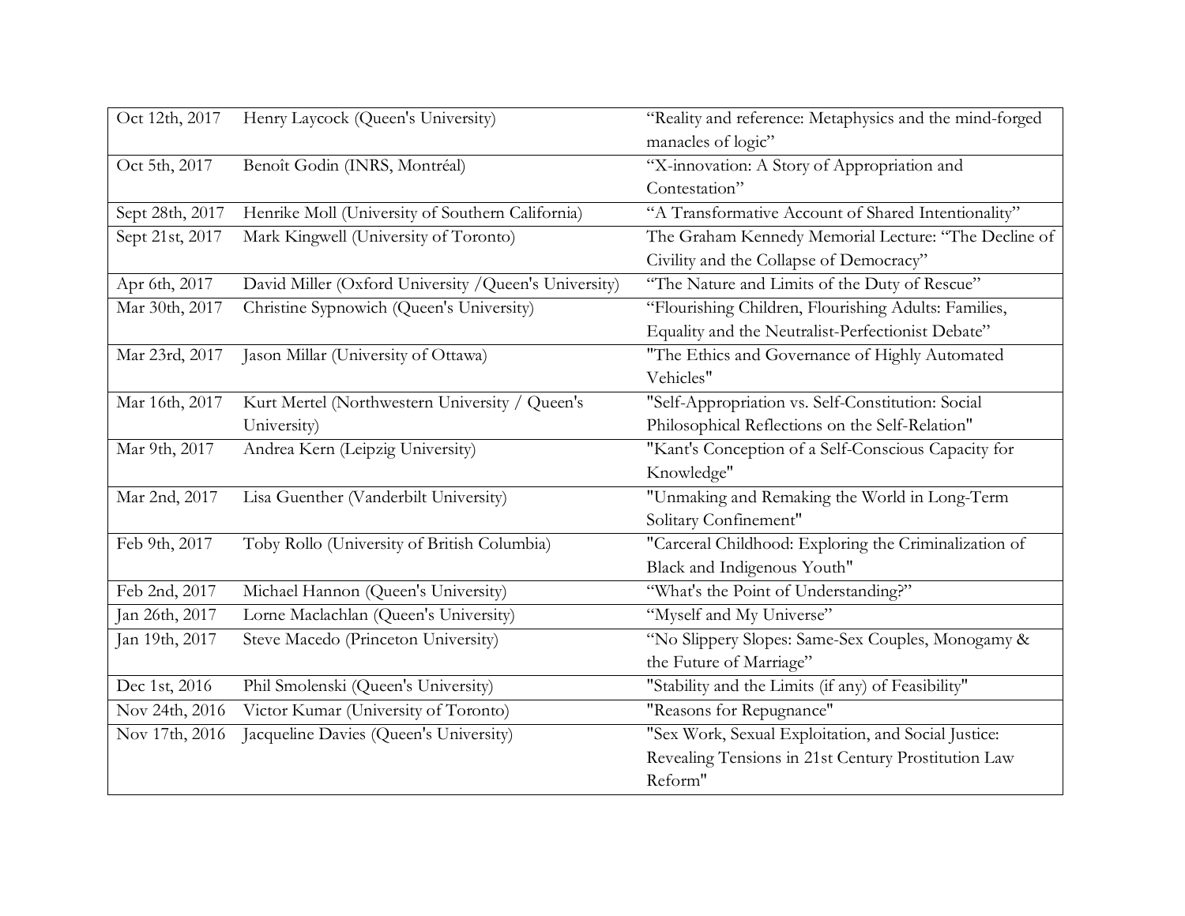| Oct 12th, 2017 | Henry Laycock (Queen's University) | “Reality and reference: Metaphysics and the mind-forged manacles of logic” |
|---|---|---|
| Oct 5th, 2017 | Benoît Godin (INRS, Montréal) | “X-innovation: A Story of Appropriation and Contestation” |
| Sept 28th, 2017 | Henrike Moll (University of Southern California) | “A Transformative Account of Shared Intentionality” |
| Sept 21st, 2017 | Mark Kingwell (University of Toronto) | The Graham Kennedy Memorial Lecture: “The Decline of Civility and the Collapse of Democracy” |
| Apr 6th, 2017 | David Miller (Oxford University /Queen's University) | “The Nature and Limits of the Duty of Rescue” |
| Mar 30th, 2017 | Christine Sypnowich (Queen's University) | “Flourishing Children, Flourishing Adults: Families, Equality and the Neutralist-Perfectionist Debate” |
| Mar 23rd, 2017 | Jason Millar (University of Ottawa) | "The Ethics and Governance of Highly Automated Vehicles" |
| Mar 16th, 2017 | Kurt Mertel (Northwestern University / Queen's University) | "Self-Appropriation vs. Self-Constitution: Social Philosophical Reflections on the Self-Relation" |
| Mar 9th, 2017 | Andrea Kern (Leipzig University) | "Kant's Conception of a Self-Conscious Capacity for Knowledge" |
| Mar 2nd, 2017 | Lisa Guenther (Vanderbilt University) | "Unmaking and Remaking the World in Long-Term Solitary Confinement" |
| Feb 9th, 2017 | Toby Rollo (University of British Columbia) | "Carceral Childhood: Exploring the Criminalization of Black and Indigenous Youth" |
| Feb 2nd, 2017 | Michael Hannon (Queen's University) | “What's the Point of Understanding?” |
| Jan 26th, 2017 | Lorne Maclachlan (Queen's University) | “Myself and My Universe” |
| Jan 19th, 2017 | Steve Macedo (Princeton University) | “No Slippery Slopes: Same-Sex Couples, Monogamy & the Future of Marriage” |
| Dec 1st, 2016 | Phil Smolenski (Queen's University) | "Stability and the Limits (if any) of Feasibility" |
| Nov 24th, 2016 | Victor Kumar (University of Toronto) | "Reasons for Repugnance" |
| Nov 17th, 2016 | Jacqueline Davies (Queen's University) | "Sex Work, Sexual Exploitation, and Social Justice: Revealing Tensions in 21st Century Prostitution Law Reform" |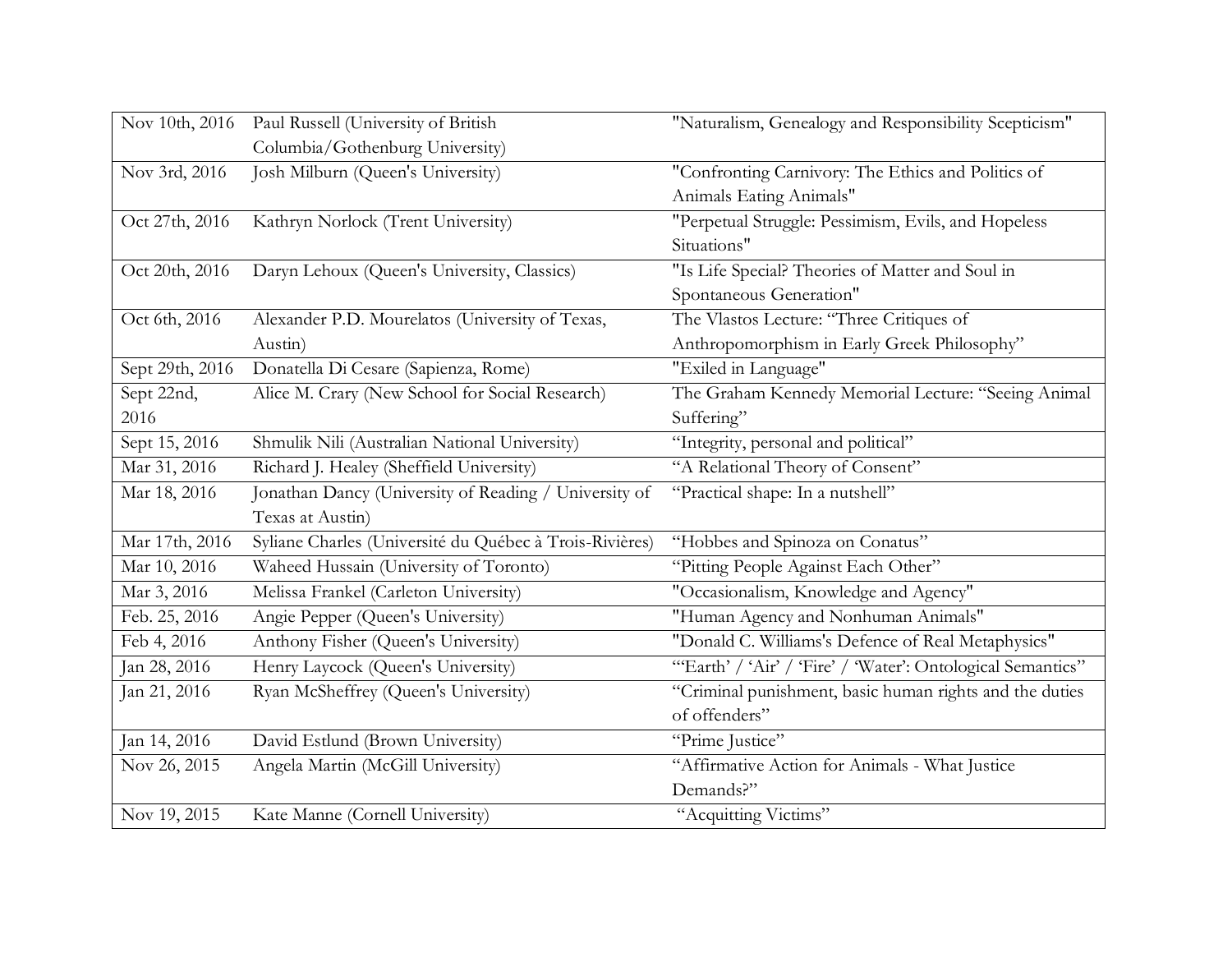| | | |
|---|---|---|
| Nov 10th, 2016 | Paul Russell (University of British Columbia/Gothenburg University) | "Naturalism, Genealogy and Responsibility Scepticism" |
| Nov 3rd, 2016 | Josh Milburn (Queen's University) | "Confronting Carnivory: The Ethics and Politics of Animals Eating Animals" |
| Oct 27th, 2016 | Kathryn Norlock (Trent University) | "Perpetual Struggle: Pessimism, Evils, and Hopeless Situations" |
| Oct 20th, 2016 | Daryn Lehoux (Queen's University, Classics) | "Is Life Special? Theories of Matter and Soul in Spontaneous Generation" |
| Oct 6th, 2016 | Alexander P.D. Mourelatos (University of Texas, Austin) | The Vlastos Lecture: "Three Critiques of Anthropomorphism in Early Greek Philosophy" |
| Sept 29th, 2016 | Donatella Di Cesare (Sapienza, Rome) | "Exiled in Language" |
| Sept 22nd, 2016 | Alice M. Crary (New School for Social Research) | The Graham Kennedy Memorial Lecture: "Seeing Animal Suffering" |
| Sept 15, 2016 | Shmulik Nili (Australian National University) | "Integrity, personal and political" |
| Mar 31, 2016 | Richard J. Healey (Sheffield University) | "A Relational Theory of Consent" |
| Mar 18, 2016 | Jonathan Dancy (University of Reading / University of Texas at Austin) | "Practical shape: In a nutshell" |
| Mar 17th, 2016 | Syliane Charles (Université du Québec à Trois-Rivières) | "Hobbes and Spinoza on Conatus" |
| Mar 10, 2016 | Waheed Hussain (University of Toronto) | "Pitting People Against Each Other" |
| Mar 3, 2016 | Melissa Frankel (Carleton University) | "Occasionalism, Knowledge and Agency" |
| Feb. 25, 2016 | Angie Pepper (Queen's University) | "Human Agency and Nonhuman Animals" |
| Feb 4, 2016 | Anthony Fisher (Queen's University) | "Donald C. Williams's Defence of Real Metaphysics" |
| Jan 28, 2016 | Henry Laycock (Queen's University) | "'Earth' / 'Air' / 'Fire' / 'Water': Ontological Semantics" |
| Jan 21, 2016 | Ryan McSheffrey (Queen's University) | "Criminal punishment, basic human rights and the duties of offenders" |
| Jan 14, 2016 | David Estlund (Brown University) | "Prime Justice" |
| Nov 26, 2015 | Angela Martin (McGill University) | "Affirmative Action for Animals - What Justice Demands?" |
| Nov 19, 2015 | Kate Manne (Cornell University) | "Acquitting Victims" |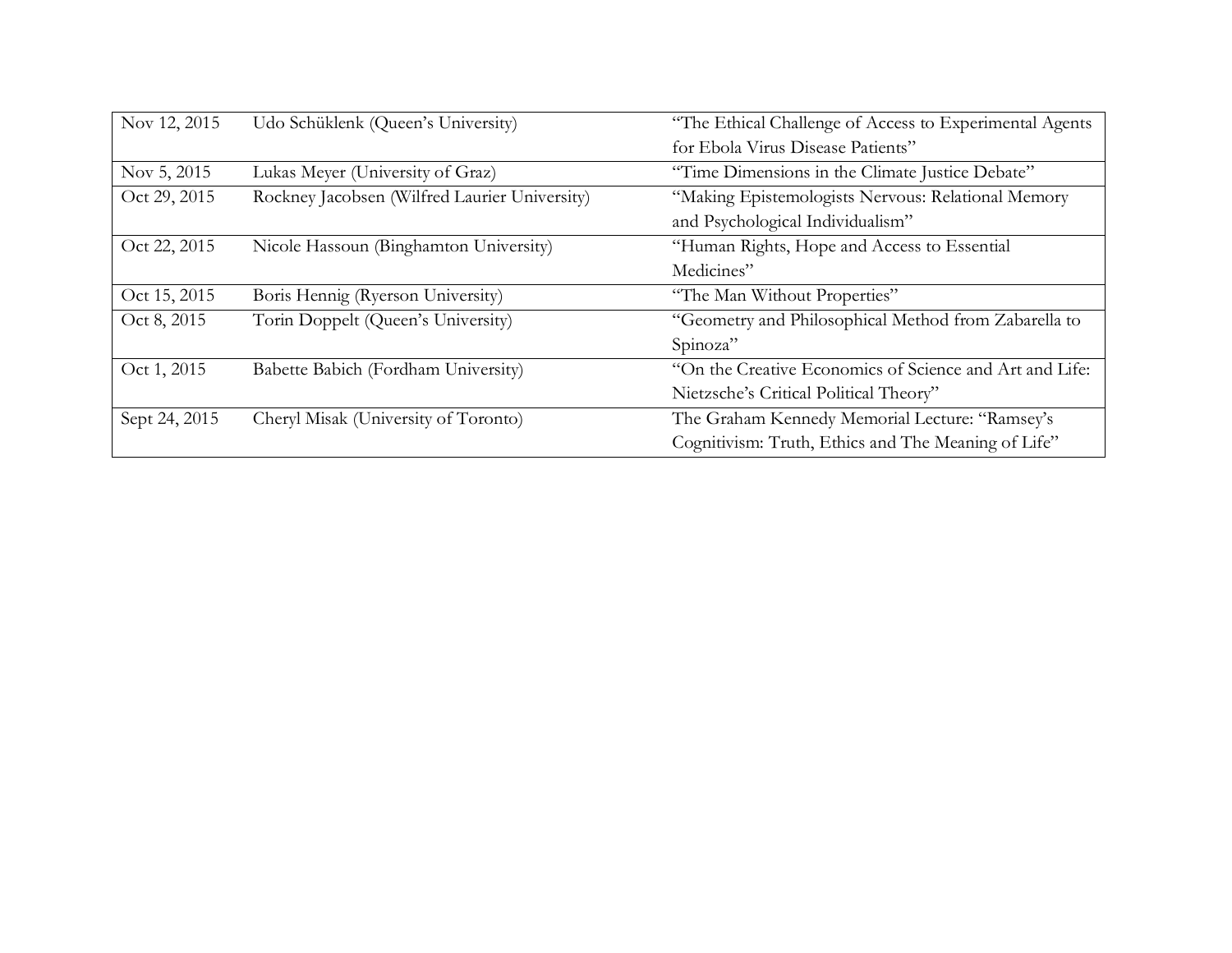| | | |
|---|---|---|
| Nov 12, 2015 | Udo Schüklenk (Queen's University) | "The Ethical Challenge of Access to Experimental Agents for Ebola Virus Disease Patients" |
| Nov 5, 2015 | Lukas Meyer (University of Graz) | "Time Dimensions in the Climate Justice Debate" |
| Oct 29, 2015 | Rockney Jacobsen (Wilfred Laurier University) | "Making Epistemologists Nervous: Relational Memory and Psychological Individualism" |
| Oct 22, 2015 | Nicole Hassoun (Binghamton University) | "Human Rights, Hope and Access to Essential Medicines" |
| Oct 15, 2015 | Boris Hennig (Ryerson University) | "The Man Without Properties" |
| Oct 8, 2015 | Torin Doppelt (Queen's University) | "Geometry and Philosophical Method from Zabarella to Spinoza" |
| Oct 1, 2015 | Babette Babich (Fordham University) | "On the Creative Economics of Science and Art and Life: Nietzsche's Critical Political Theory" |
| Sept 24, 2015 | Cheryl Misak (University of Toronto) | The Graham Kennedy Memorial Lecture: "Ramsey's Cognitivism: Truth, Ethics and The Meaning of Life" |